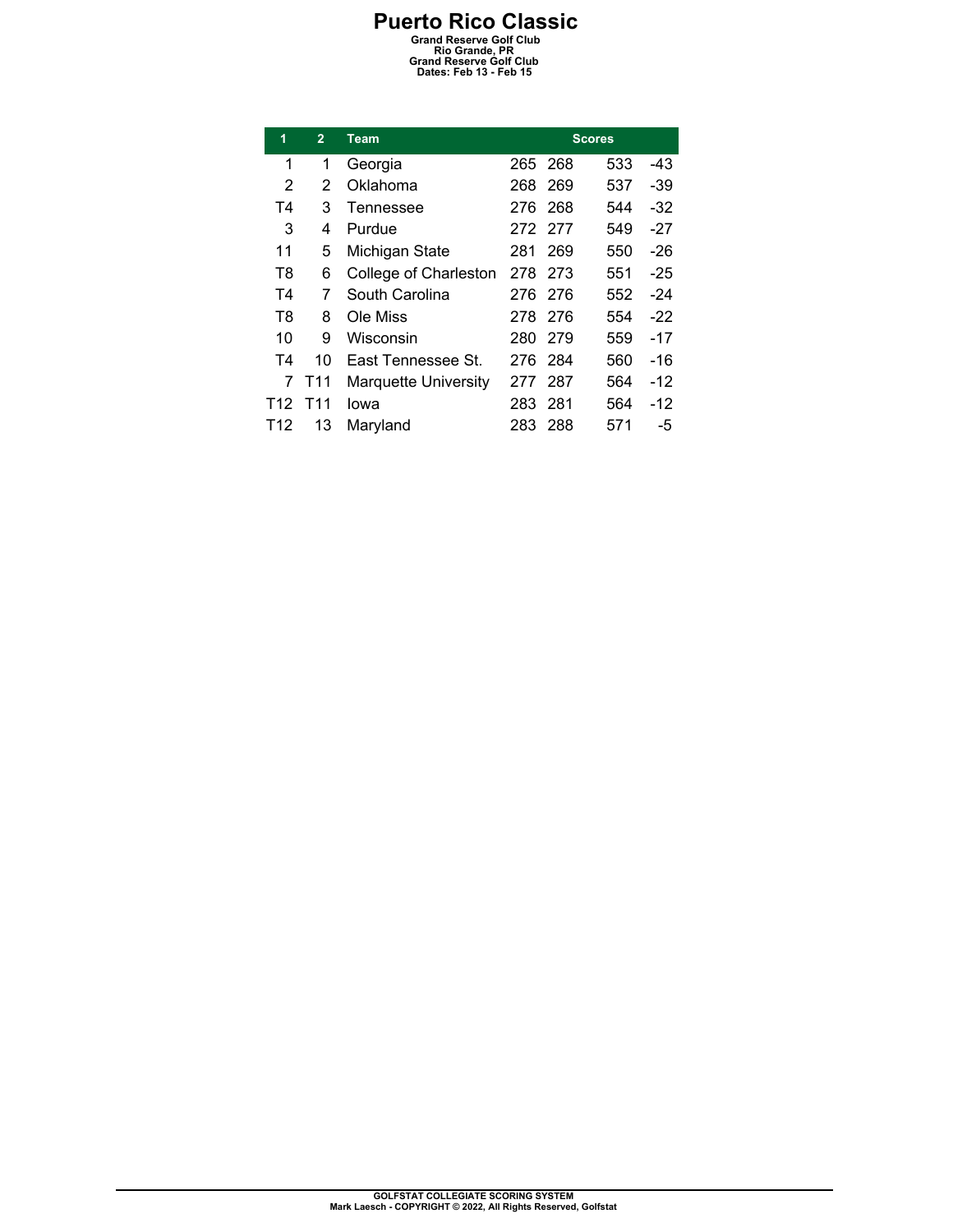# Puerto Rico Classic

**Grand Reserve Golf Club**
**Rio Grande, PR**
**Grand Reserve Golf Club**
**Dates: Feb 13 - Feb 15**

| 1 | 2 | Team | Scores | | | |
|---|---|---|---|---|---|---|
| 1 | 1 | Georgia | 265 | 268 | 533 | -43 |
| 2 | 2 | Oklahoma | 268 | 269 | 537 | -39 |
| T4 | 3 | Tennessee | 276 | 268 | 544 | -32 |
| 3 | 4 | Purdue | 272 | 277 | 549 | -27 |
| 11 | 5 | Michigan State | 281 | 269 | 550 | -26 |
| T8 | 6 | College of Charleston | 278 | 273 | 551 | -25 |
| T4 | 7 | South Carolina | 276 | 276 | 552 | -24 |
| T8 | 8 | Ole Miss | 278 | 276 | 554 | -22 |
| 10 | 9 | Wisconsin | 280 | 279 | 559 | -17 |
| T4 | 10 | East Tennessee St. | 276 | 284 | 560 | -16 |
| 7 | T11 | Marquette University | 277 | 287 | 564 | -12 |
| T12 | T11 | Iowa | 283 | 281 | 564 | -12 |
| T12 | 13 | Maryland | 283 | 288 | 571 | -5 |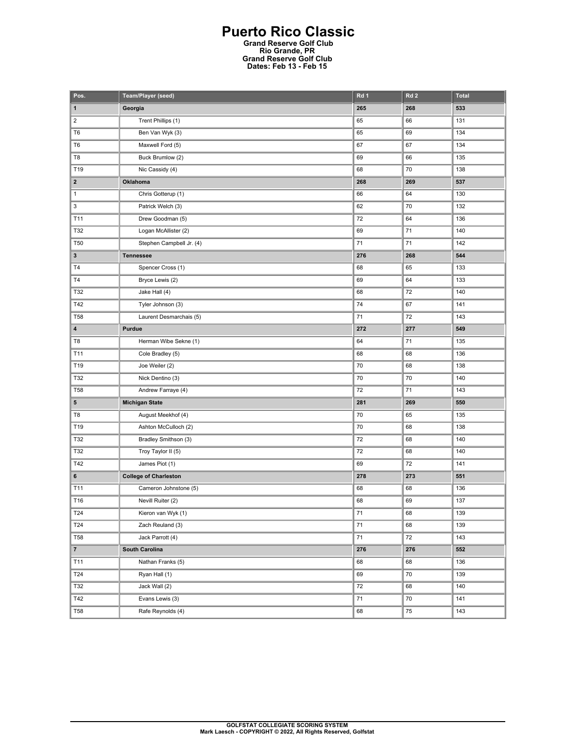# Puerto Rico Classic

**Grand Reserve Golf Club**
**Rio Grande, PR**
**Grand Reserve Golf Club**
**Dates: Feb 13 - Feb 15**

| Pos. | Team/Player (seed) | Rd 1 | Rd 2 | Total |
|---|---|---|---|---|
| **1** | **Georgia** | **265** | **268** | **533** |
| 2 | Trent Phillips (1) | 65 | 66 | 131 |
| T6 | Ben Van Wyk (3) | 65 | 69 | 134 |
| T6 | Maxwell Ford (5) | 67 | 67 | 134 |
| T8 | Buck Brumlow (2) | 69 | 66 | 135 |
| T19 | Nic Cassidy (4) | 68 | 70 | 138 |
| **2** | **Oklahoma** | **268** | **269** | **537** |
| 1 | Chris Gotterup (1) | 66 | 64 | 130 |
| 3 | Patrick Welch (3) | 62 | 70 | 132 |
| T11 | Drew Goodman (5) | 72 | 64 | 136 |
| T32 | Logan McAllister (2) | 69 | 71 | 140 |
| T50 | Stephen Campbell Jr. (4) | 71 | 71 | 142 |
| **3** | **Tennessee** | **276** | **268** | **544** |
| T4 | Spencer Cross (1) | 68 | 65 | 133 |
| T4 | Bryce Lewis (2) | 69 | 64 | 133 |
| T32 | Jake Hall (4) | 68 | 72 | 140 |
| T42 | Tyler Johnson (3) | 74 | 67 | 141 |
| T58 | Laurent Desmarchais (5) | 71 | 72 | 143 |
| **4** | **Purdue** | **272** | **277** | **549** |
| T8 | Herman Wibe Sekne (1) | 64 | 71 | 135 |
| T11 | Cole Bradley (5) | 68 | 68 | 136 |
| T19 | Joe Weiler (2) | 70 | 68 | 138 |
| T32 | Nick Dentino (3) | 70 | 70 | 140 |
| T58 | Andrew Farraye (4) | 72 | 71 | 143 |
| **5** | **Michigan State** | **281** | **269** | **550** |
| T8 | August Meekhof (4) | 70 | 65 | 135 |
| T19 | Ashton McCulloch (2) | 70 | 68 | 138 |
| T32 | Bradley Smithson (3) | 72 | 68 | 140 |
| T32 | Troy Taylor II (5) | 72 | 68 | 140 |
| T42 | James Piot (1) | 69 | 72 | 141 |
| **6** | **College of Charleston** | **278** | **273** | **551** |
| T11 | Cameron Johnstone (5) | 68 | 68 | 136 |
| T16 | Nevill Ruiter (2) | 68 | 69 | 137 |
| T24 | Kieron van Wyk (1) | 71 | 68 | 139 |
| T24 | Zach Reuland (3) | 71 | 68 | 139 |
| T58 | Jack Parrott (4) | 71 | 72 | 143 |
| **7** | **South Carolina** | **276** | **276** | **552** |
| T11 | Nathan Franks (5) | 68 | 68 | 136 |
| T24 | Ryan Hall (1) | 69 | 70 | 139 |
| T32 | Jack Wall (2) | 72 | 68 | 140 |
| T42 | Evans Lewis (3) | 71 | 70 | 141 |
| T58 | Rafe Reynolds (4) | 68 | 75 | 143 |

**GOLFSTAT COLLEGIATE SCORING SYSTEM**
**Mark Laesch - COPYRIGHT © 2022, All Rights Reserved, Golfstat**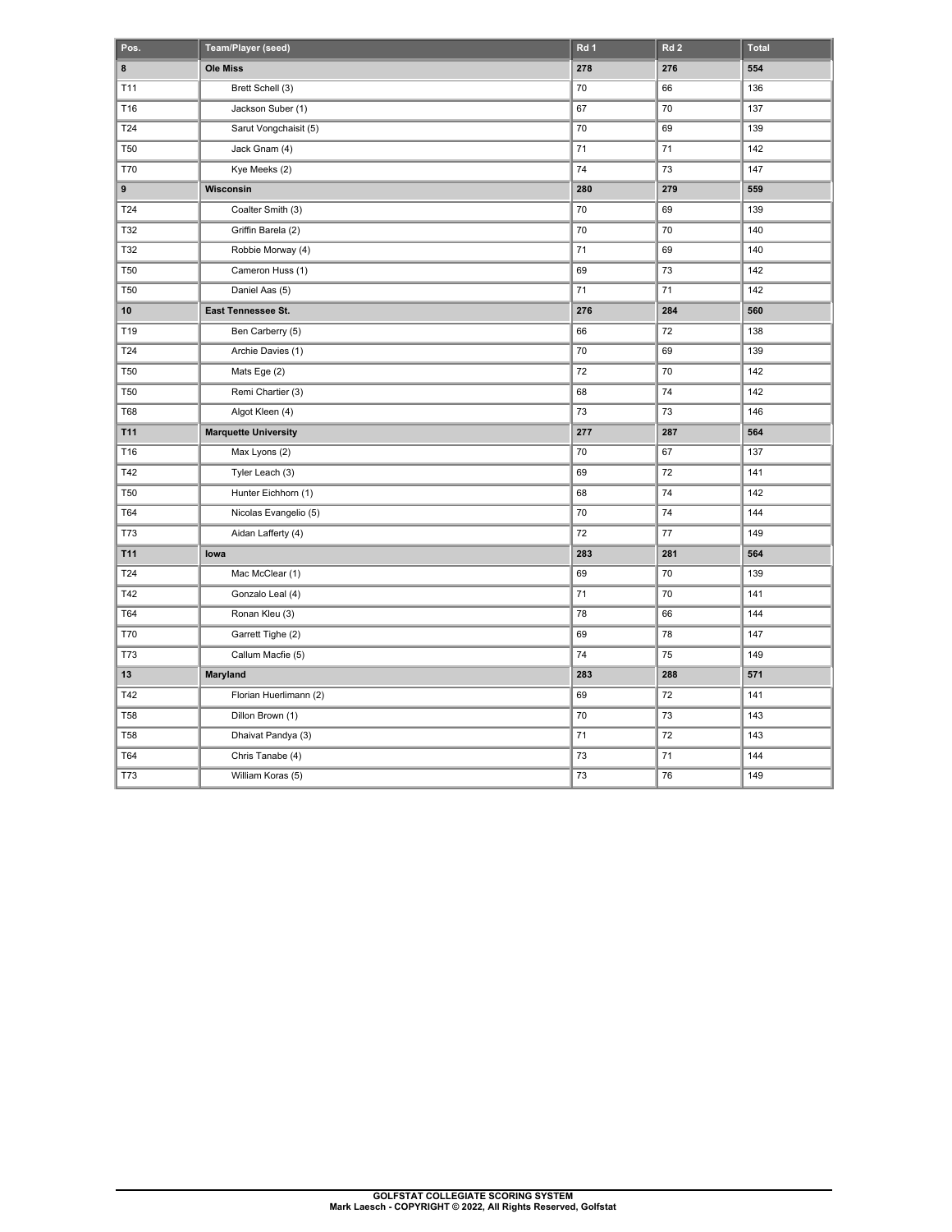| Pos. | Team/Player (seed) | Rd 1 | Rd 2 | Total |
|---|---|---|---|---|
| **8** | **Ole Miss** | **278** | **276** | **554** |
| T11 | Brett Schell (3) | 70 | 66 | 136 |
| T16 | Jackson Suber (1) | 67 | 70 | 137 |
| T24 | Sarut Vongchaisit (5) | 70 | 69 | 139 |
| T50 | Jack Gnam (4) | 71 | 71 | 142 |
| T70 | Kye Meeks (2) | 74 | 73 | 147 |
| **9** | **Wisconsin** | **280** | **279** | **559** |
| T24 | Coalter Smith (3) | 70 | 69 | 139 |
| T32 | Griffin Barela (2) | 70 | 70 | 140 |
| T32 | Robbie Morway (4) | 71 | 69 | 140 |
| T50 | Cameron Huss (1) | 69 | 73 | 142 |
| T50 | Daniel Aas (5) | 71 | 71 | 142 |
| **10** | **East Tennessee St.** | **276** | **284** | **560** |
| T19 | Ben Carberry (5) | 66 | 72 | 138 |
| T24 | Archie Davies (1) | 70 | 69 | 139 |
| T50 | Mats Ege (2) | 72 | 70 | 142 |
| T50 | Remi Chartier (3) | 68 | 74 | 142 |
| T68 | Algot Kleen (4) | 73 | 73 | 146 |
| **T11** | **Marquette University** | **277** | **287** | **564** |
| T16 | Max Lyons (2) | 70 | 67 | 137 |
| T42 | Tyler Leach (3) | 69 | 72 | 141 |
| T50 | Hunter Eichhorn (1) | 68 | 74 | 142 |
| T64 | Nicolas Evangelio (5) | 70 | 74 | 144 |
| T73 | Aidan Lafferty (4) | 72 | 77 | 149 |
| **T11** | **Iowa** | **283** | **281** | **564** |
| T24 | Mac McClear (1) | 69 | 70 | 139 |
| T42 | Gonzalo Leal (4) | 71 | 70 | 141 |
| T64 | Ronan Kleu (3) | 78 | 66 | 144 |
| T70 | Garrett Tighe (2) | 69 | 78 | 147 |
| T73 | Callum Macfie (5) | 74 | 75 | 149 |
| **13** | **Maryland** | **283** | **288** | **571** |
| T42 | Florian Huerlimann (2) | 69 | 72 | 141 |
| T58 | Dillon Brown (1) | 70 | 73 | 143 |
| T58 | Dhaivat Pandya (3) | 71 | 72 | 143 |
| T64 | Chris Tanabe (4) | 73 | 71 | 144 |
| T73 | William Koras (5) | 73 | 76 | 149 |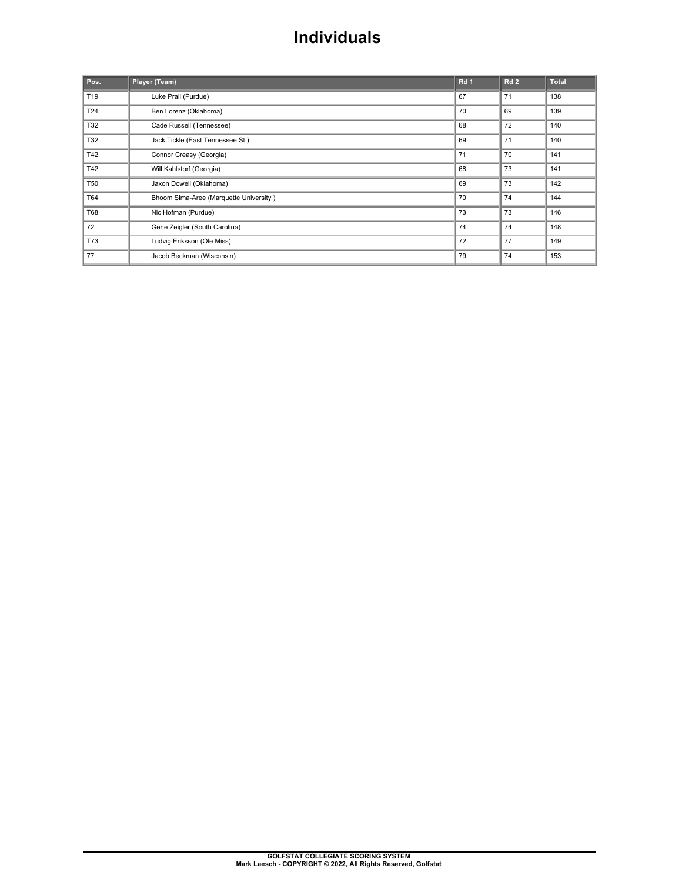# Individuals

| Pos. | Player (Team) | Rd 1 | Rd 2 | Total |
|---|---|---|---|---|
| T19 | Luke Prall (Purdue) | 67 | 71 | 138 |
| T24 | Ben Lorenz (Oklahoma) | 70 | 69 | 139 |
| T32 | Cade Russell (Tennessee) | 68 | 72 | 140 |
| T32 | Jack Tickle (East Tennessee St.) | 69 | 71 | 140 |
| T42 | Connor Creasy (Georgia) | 71 | 70 | 141 |
| T42 | Will Kahlstorf (Georgia) | 68 | 73 | 141 |
| T50 | Jaxon Dowell (Oklahoma) | 69 | 73 | 142 |
| T64 | Bhoom Sima-Aree (Marquette University ) | 70 | 74 | 144 |
| T68 | Nic Hofman (Purdue) | 73 | 73 | 146 |
| 72 | Gene Zeigler (South Carolina) | 74 | 74 | 148 |
| T73 | Ludvig Eriksson (Ole Miss) | 72 | 77 | 149 |
| 77 | Jacob Beckman (Wisconsin) | 79 | 74 | 153 |

GOLFSTAT COLLEGIATE SCORING SYSTEM
Mark Laesch - COPYRIGHT © 2022, All Rights Reserved, Golfstat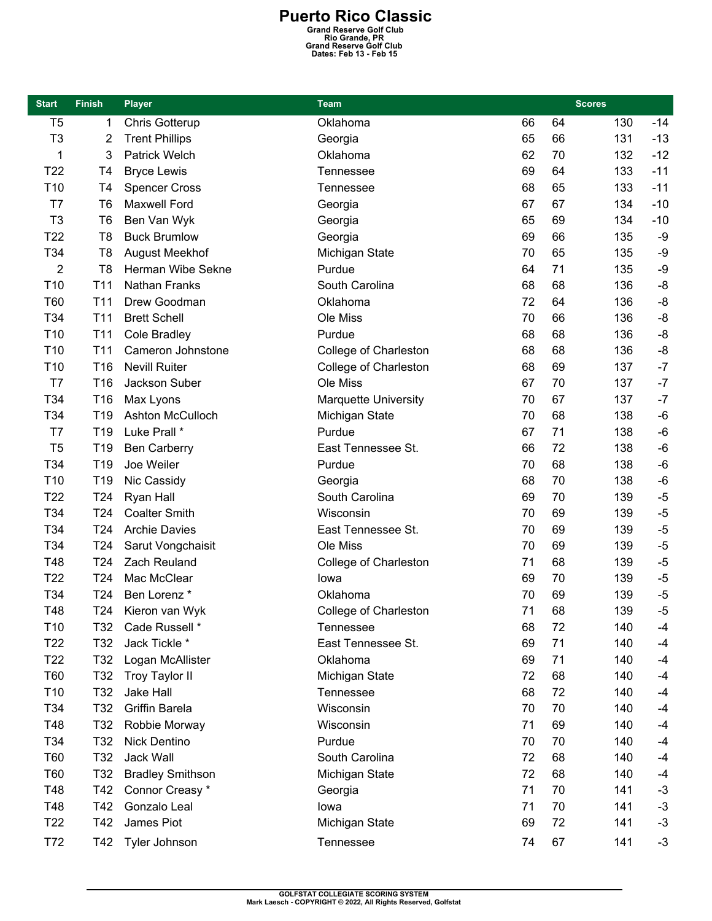# Puerto Rico Classic

**Grand Reserve Golf Club**
**Rio Grande, PR**
**Grand Reserve Golf Club**
**Dates: Feb 13 - Feb 15**

| Start | Finish | Player | Team | Scores | | | |
|---|---|---|---|---|---|---|---|
| T5 | 1 | Chris Gotterup | Oklahoma | 66 | 64 | 130 | -14 |
| T3 | 2 | Trent Phillips | Georgia | 65 | 66 | 131 | -13 |
| 1 | 3 | Patrick Welch | Oklahoma | 62 | 70 | 132 | -12 |
| T22 | T4 | Bryce Lewis | Tennessee | 69 | 64 | 133 | -11 |
| T10 | T4 | Spencer Cross | Tennessee | 68 | 65 | 133 | -11 |
| T7 | T6 | Maxwell Ford | Georgia | 67 | 67 | 134 | -10 |
| T3 | T6 | Ben Van Wyk | Georgia | 65 | 69 | 134 | -10 |
| T22 | T8 | Buck Brumlow | Georgia | 69 | 66 | 135 | -9 |
| T34 | T8 | August Meekhof | Michigan State | 70 | 65 | 135 | -9 |
| 2 | T8 | Herman Wibe Sekne | Purdue | 64 | 71 | 135 | -9 |
| T10 | T11 | Nathan Franks | South Carolina | 68 | 68 | 136 | -8 |
| T60 | T11 | Drew Goodman | Oklahoma | 72 | 64 | 136 | -8 |
| T34 | T11 | Brett Schell | Ole Miss | 70 | 66 | 136 | -8 |
| T10 | T11 | Cole Bradley | Purdue | 68 | 68 | 136 | -8 |
| T10 | T11 | Cameron Johnstone | College of Charleston | 68 | 68 | 136 | -8 |
| T10 | T16 | Nevill Ruiter | College of Charleston | 68 | 69 | 137 | -7 |
| T7 | T16 | Jackson Suber | Ole Miss | 67 | 70 | 137 | -7 |
| T34 | T16 | Max Lyons | Marquette University | 70 | 67 | 137 | -7 |
| T34 | T19 | Ashton McCulloch | Michigan State | 70 | 68 | 138 | -6 |
| T7 | T19 | Luke Prall * | Purdue | 67 | 71 | 138 | -6 |
| T5 | T19 | Ben Carberry | East Tennessee St. | 66 | 72 | 138 | -6 |
| T34 | T19 | Joe Weiler | Purdue | 70 | 68 | 138 | -6 |
| T10 | T19 | Nic Cassidy | Georgia | 68 | 70 | 138 | -6 |
| T22 | T24 | Ryan Hall | South Carolina | 69 | 70 | 139 | -5 |
| T34 | T24 | Coalter Smith | Wisconsin | 70 | 69 | 139 | -5 |
| T34 | T24 | Archie Davies | East Tennessee St. | 70 | 69 | 139 | -5 |
| T34 | T24 | Sarut Vongchaisit | Ole Miss | 70 | 69 | 139 | -5 |
| T48 | T24 | Zach Reuland | College of Charleston | 71 | 68 | 139 | -5 |
| T22 | T24 | Mac McClear | Iowa | 69 | 70 | 139 | -5 |
| T34 | T24 | Ben Lorenz * | Oklahoma | 70 | 69 | 139 | -5 |
| T48 | T24 | Kieron van Wyk | College of Charleston | 71 | 68 | 139 | -5 |
| T10 | T32 | Cade Russell * | Tennessee | 68 | 72 | 140 | -4 |
| T22 | T32 | Jack Tickle * | East Tennessee St. | 69 | 71 | 140 | -4 |
| T22 | T32 | Logan McAllister | Oklahoma | 69 | 71 | 140 | -4 |
| T60 | T32 | Troy Taylor II | Michigan State | 72 | 68 | 140 | -4 |
| T10 | T32 | Jake Hall | Tennessee | 68 | 72 | 140 | -4 |
| T34 | T32 | Griffin Barela | Wisconsin | 70 | 70 | 140 | -4 |
| T48 | T32 | Robbie Morway | Wisconsin | 71 | 69 | 140 | -4 |
| T34 | T32 | Nick Dentino | Purdue | 70 | 70 | 140 | -4 |
| T60 | T32 | Jack Wall | South Carolina | 72 | 68 | 140 | -4 |
| T60 | T32 | Bradley Smithson | Michigan State | 72 | 68 | 140 | -4 |
| T48 | T42 | Connor Creasy * | Georgia | 71 | 70 | 141 | -3 |
| T48 | T42 | Gonzalo Leal | Iowa | 71 | 70 | 141 | -3 |
| T22 | T42 | James Piot | Michigan State | 69 | 72 | 141 | -3 |
| T72 | T42 | Tyler Johnson | Tennessee | 74 | 67 | 141 | -3 |

GOLFSTAT COLLEGIATE SCORING SYSTEM
Mark Laesch - COPYRIGHT © 2022, All Rights Reserved, Golfstat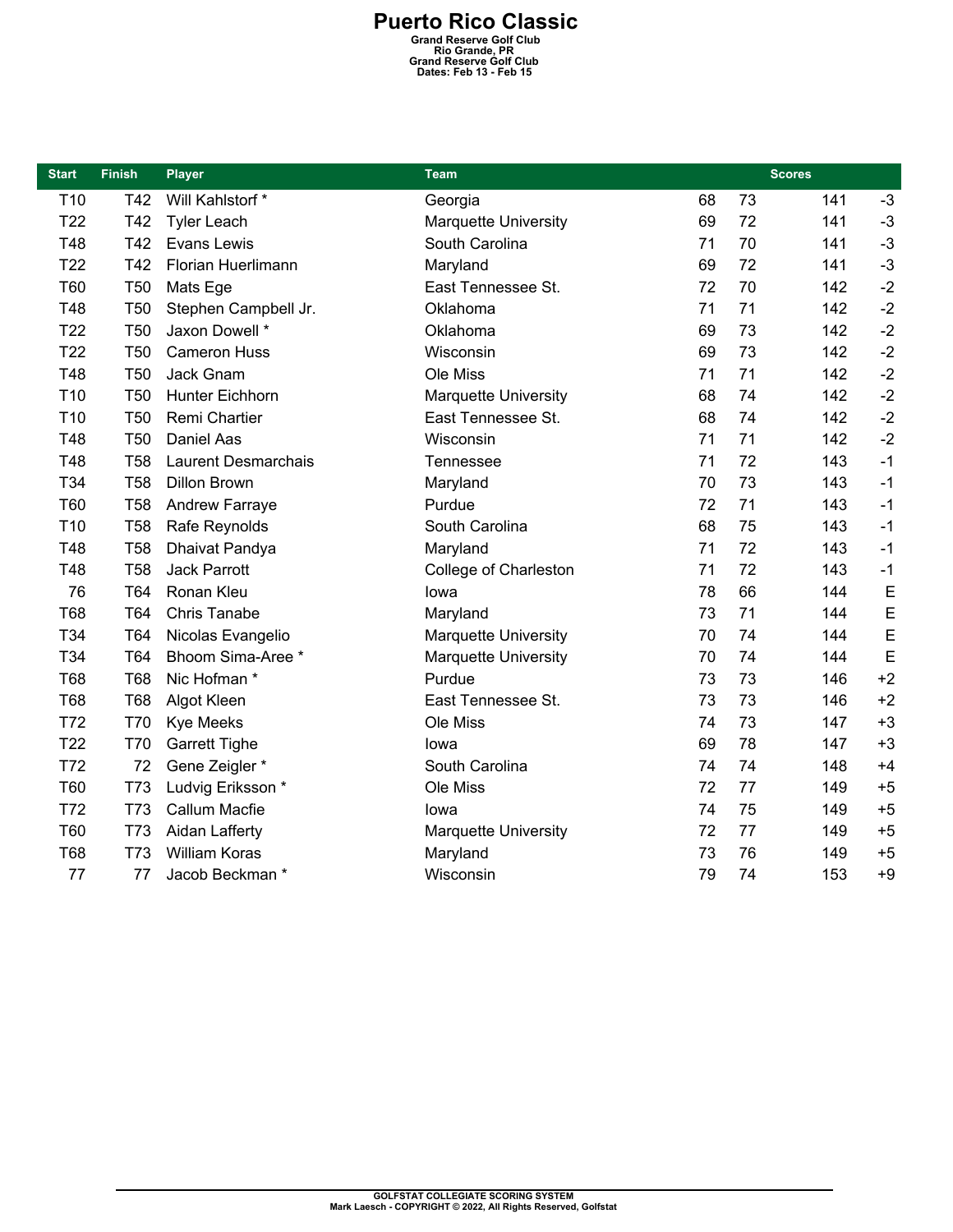# Puerto Rico Classic

**Grand Reserve Golf Club**
**Rio Grande, PR**
**Grand Reserve Golf Club**
**Dates: Feb 13 - Feb 15**

| Start | Finish | Player | Team | Scores | | | |
|---|---|---|---|---|---|---|---|
| T10 | T42 | Will Kahlstorf * | Georgia | 68 | 73 | 141 | -3 |
| T22 | T42 | Tyler Leach | Marquette University | 69 | 72 | 141 | -3 |
| T48 | T42 | Evans Lewis | South Carolina | 71 | 70 | 141 | -3 |
| T22 | T42 | Florian Huerlimann | Maryland | 69 | 72 | 141 | -3 |
| T60 | T50 | Mats Ege | East Tennessee St. | 72 | 70 | 142 | -2 |
| T48 | T50 | Stephen Campbell Jr. | Oklahoma | 71 | 71 | 142 | -2 |
| T22 | T50 | Jaxon Dowell * | Oklahoma | 69 | 73 | 142 | -2 |
| T22 | T50 | Cameron Huss | Wisconsin | 69 | 73 | 142 | -2 |
| T48 | T50 | Jack Gnam | Ole Miss | 71 | 71 | 142 | -2 |
| T10 | T50 | Hunter Eichhorn | Marquette University | 68 | 74 | 142 | -2 |
| T10 | T50 | Remi Chartier | East Tennessee St. | 68 | 74 | 142 | -2 |
| T48 | T50 | Daniel Aas | Wisconsin | 71 | 71 | 142 | -2 |
| T48 | T58 | Laurent Desmarchais | Tennessee | 71 | 72 | 143 | -1 |
| T34 | T58 | Dillon Brown | Maryland | 70 | 73 | 143 | -1 |
| T60 | T58 | Andrew Farraye | Purdue | 72 | 71 | 143 | -1 |
| T10 | T58 | Rafe Reynolds | South Carolina | 68 | 75 | 143 | -1 |
| T48 | T58 | Dhaivat Pandya | Maryland | 71 | 72 | 143 | -1 |
| T48 | T58 | Jack Parrott | College of Charleston | 71 | 72 | 143 | -1 |
| 76 | T64 | Ronan Kleu | Iowa | 78 | 66 | 144 | E |
| T68 | T64 | Chris Tanabe | Maryland | 73 | 71 | 144 | E |
| T34 | T64 | Nicolas Evangelio | Marquette University | 70 | 74 | 144 | E |
| T34 | T64 | Bhoom Sima-Aree * | Marquette University | 70 | 74 | 144 | E |
| T68 | T68 | Nic Hofman * | Purdue | 73 | 73 | 146 | +2 |
| T68 | T68 | Algot Kleen | East Tennessee St. | 73 | 73 | 146 | +2 |
| T72 | T70 | Kye Meeks | Ole Miss | 74 | 73 | 147 | +3 |
| T22 | T70 | Garrett Tighe | Iowa | 69 | 78 | 147 | +3 |
| T72 | 72 | Gene Zeigler * | South Carolina | 74 | 74 | 148 | +4 |
| T60 | T73 | Ludvig Eriksson * | Ole Miss | 72 | 77 | 149 | +5 |
| T72 | T73 | Callum Macfie | Iowa | 74 | 75 | 149 | +5 |
| T60 | T73 | Aidan Lafferty | Marquette University | 72 | 77 | 149 | +5 |
| T68 | T73 | William Koras | Maryland | 73 | 76 | 149 | +5 |
| 77 | 77 | Jacob Beckman * | Wisconsin | 79 | 74 | 153 | +9 |

**GOLFSTAT COLLEGIATE SCORING SYSTEM**
**Mark Laesch - COPYRIGHT © 2022, All Rights Reserved, Golfstat**